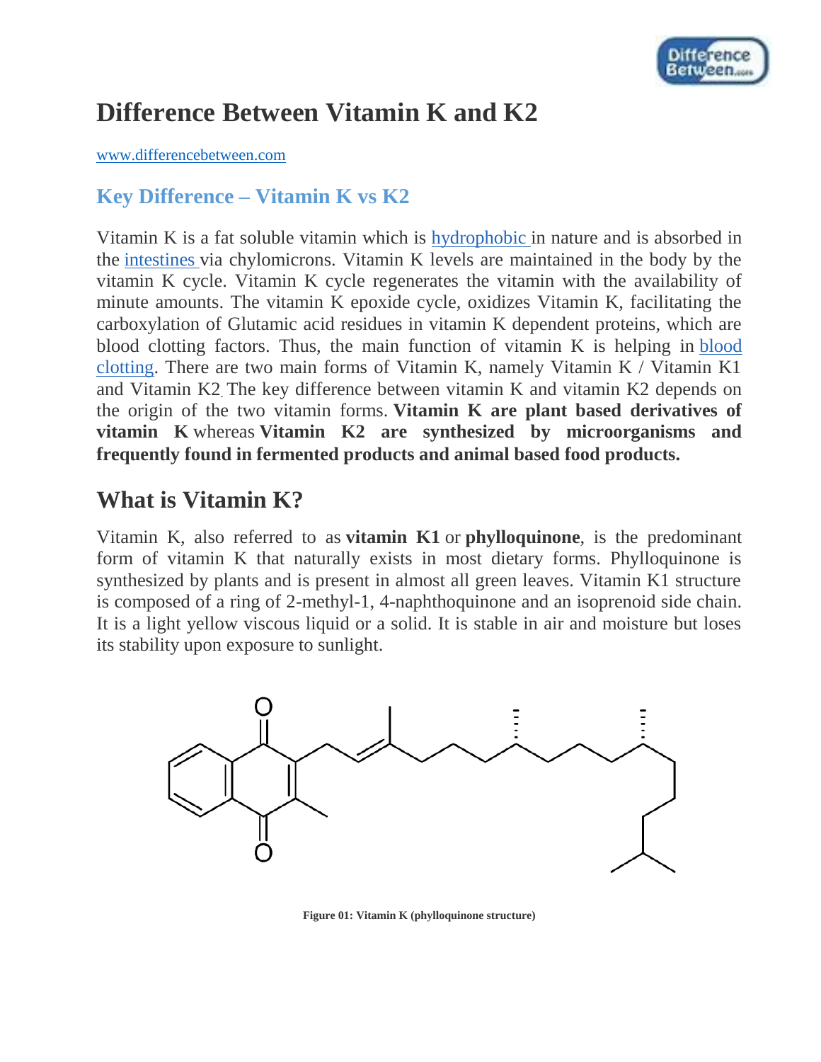# Difference Between Vitamin K and K2

www.differencebetween.com

## Key Difference – Vitamin K vs K2

Vitamin K is a fat soluble vitamin which is hydrophobic in nature and is absorbed in the intestines via chylomicrons. Vitamin K levels are maintained in the body by the vitamin K cycle. Vitamin K cycle regenerates the vitamin with the availability of minute amounts. The vitamin K epoxide cycle, oxidizes Vitamin K, facilitating the carboxylation of Glutamic acid residues in vitamin K dependent proteins, which are blood clotting factors. Thus, the main function of vitamin K is helping in blood clotting. There are two main forms of Vitamin K, namely Vitamin K / Vitamin K1 and Vitamin K2. The key difference between vitamin K and vitamin K2 depends on the origin of the two vitamin forms. **Vitamin K are plant based derivatives of vitamin K** whereas **Vitamin K2 are synthesized by microorganisms and frequently found in fermented products and animal based food products.**

## What is Vitamin K?

Vitamin K, also referred to as **vitamin K1** or **phylloquinone**, is the predominant form of vitamin K that naturally exists in most dietary forms. Phylloquinone is synthesized by plants and is present in almost all green leaves. Vitamin K1 structure is composed of a ring of 2-methyl-1, 4-naphthoquinone and an isoprenoid side chain. It is a light yellow viscous liquid or a solid. It is stable in air and moisture but loses its stability upon exposure to sunlight.

**Figure 01: Vitamin K (phylloquinone structure)**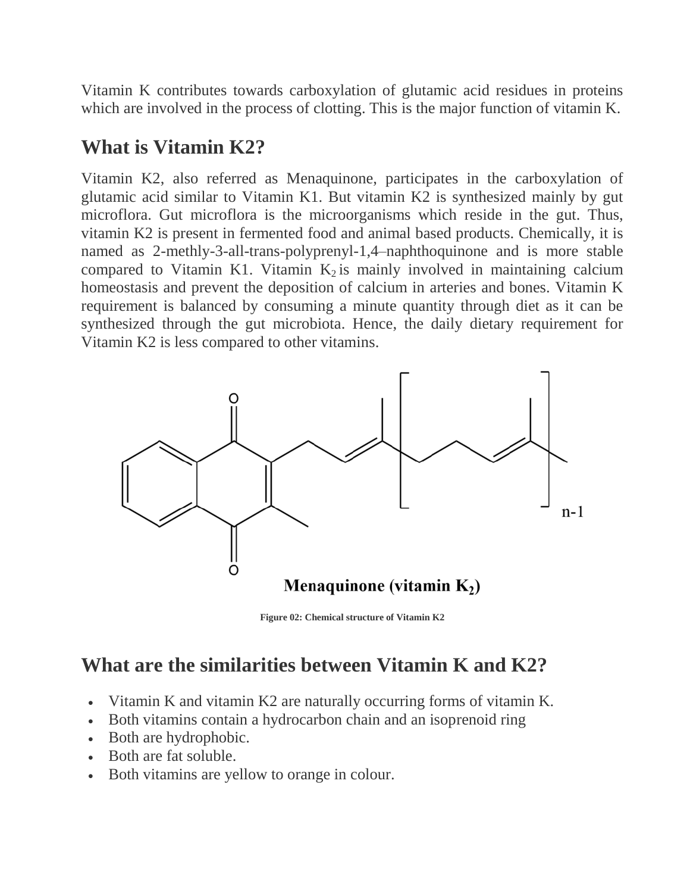Vitamin K contributes towards carboxylation of glutamic acid residues in proteins which are involved in the process of clotting. This is the major function of vitamin K.

## What is Vitamin K2?

Vitamin K2, also referred as Menaquinone, participates in the carboxylation of glutamic acid similar to Vitamin K1. But vitamin K2 is synthesized mainly by gut microflora. Gut microflora is the microorganisms which reside in the gut. Thus, vitamin K2 is present in fermented food and animal based products. Chemically, it is named as 2-methly-3-all-trans-polyprenyl-1,4–naphthoquinone and is more stable compared to Vitamin K1. Vitamin $K_2$ is mainly involved in maintaining calcium homeostasis and prevent the deposition of calcium in arteries and bones. Vitamin K requirement is balanced by consuming a minute quantity through diet as it can be synthesized through the gut microbiota. Hence, the daily dietary requirement for Vitamin K2 is less compared to other vitamins.

**Menaquinone (vitamin $K_2$)**

**Figure 02: Chemical structure of Vitamin K2**

## What are the similarities between Vitamin K and K2?

- Vitamin K and vitamin K2 are naturally occurring forms of vitamin K.
- Both vitamins contain a hydrocarbon chain and an isoprenoid ring
- Both are hydrophobic.
- Both are fat soluble.
- Both vitamins are yellow to orange in colour.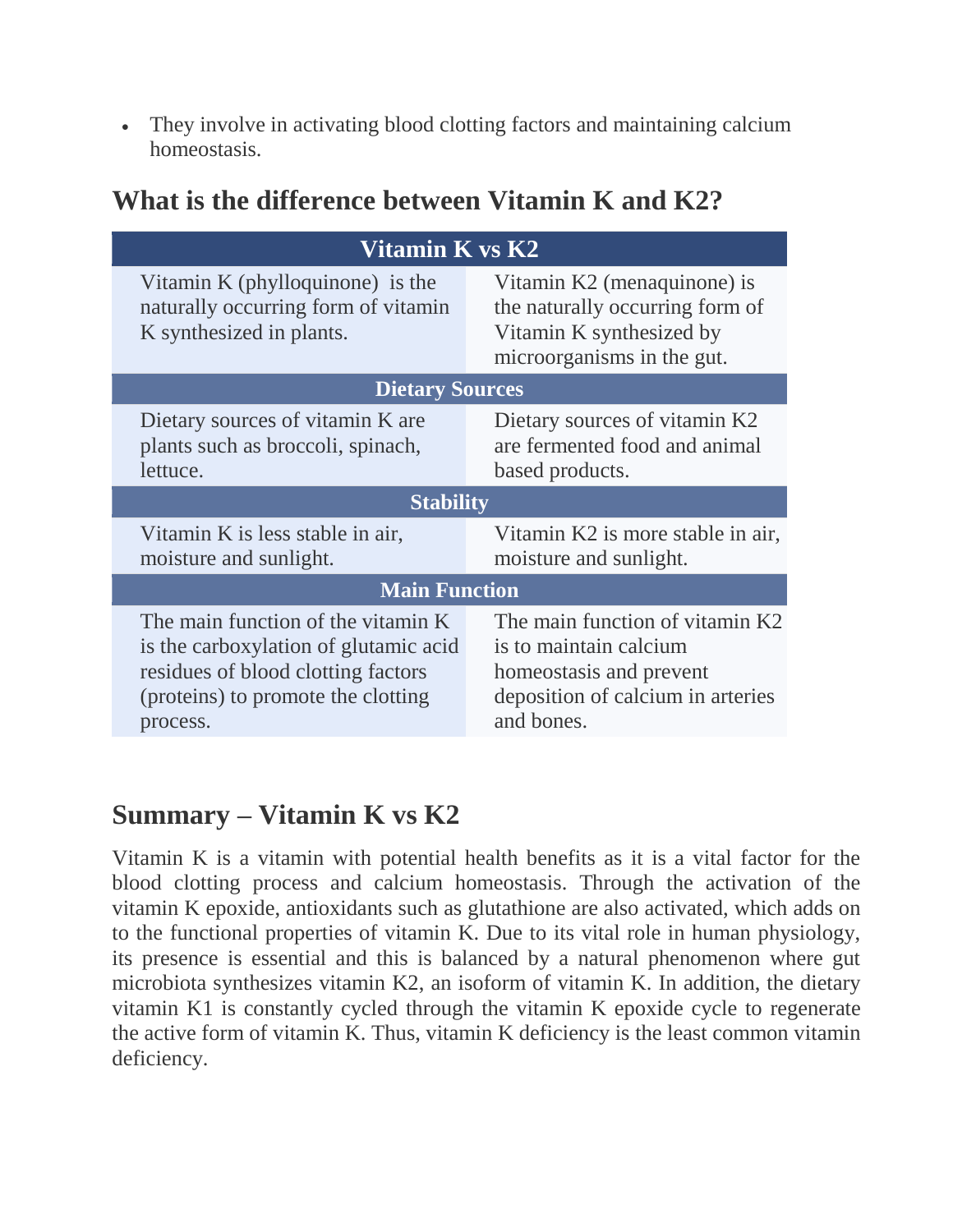- They involve in activating blood clotting factors and maintaining calcium homeostasis.

## What is the difference between Vitamin K and K2?

| Vitamin K vs K2 | |
|---|---|
| Vitamin K (phylloquinone) is the naturally occurring form of vitamin K synthesized in plants. | Vitamin K2 (menaquinone) is the naturally occurring form of Vitamin K synthesized by microorganisms in the gut. |
| **Dietary Sources** | |
| Dietary sources of vitamin K are plants such as broccoli, spinach, lettuce. | Dietary sources of vitamin K2 are fermented food and animal based products. |
| **Stability** | |
| Vitamin K is less stable in air, moisture and sunlight. | Vitamin K2 is more stable in air, moisture and sunlight. |
| **Main Function** | |
| The main function of the vitamin K is the carboxylation of glutamic acid residues of blood clotting factors (proteins) to promote the clotting process. | The main function of vitamin K2 is to maintain calcium homeostasis and prevent deposition of calcium in arteries and bones. |

## Summary – Vitamin K vs K2

Vitamin K is a vitamin with potential health benefits as it is a vital factor for the blood clotting process and calcium homeostasis. Through the activation of the vitamin K epoxide, antioxidants such as glutathione are also activated, which adds on to the functional properties of vitamin K. Due to its vital role in human physiology, its presence is essential and this is balanced by a natural phenomenon where gut microbiota synthesizes vitamin K2, an isoform of vitamin K. In addition, the dietary vitamin K1 is constantly cycled through the vitamin K epoxide cycle to regenerate the active form of vitamin K. Thus, vitamin K deficiency is the least common vitamin deficiency.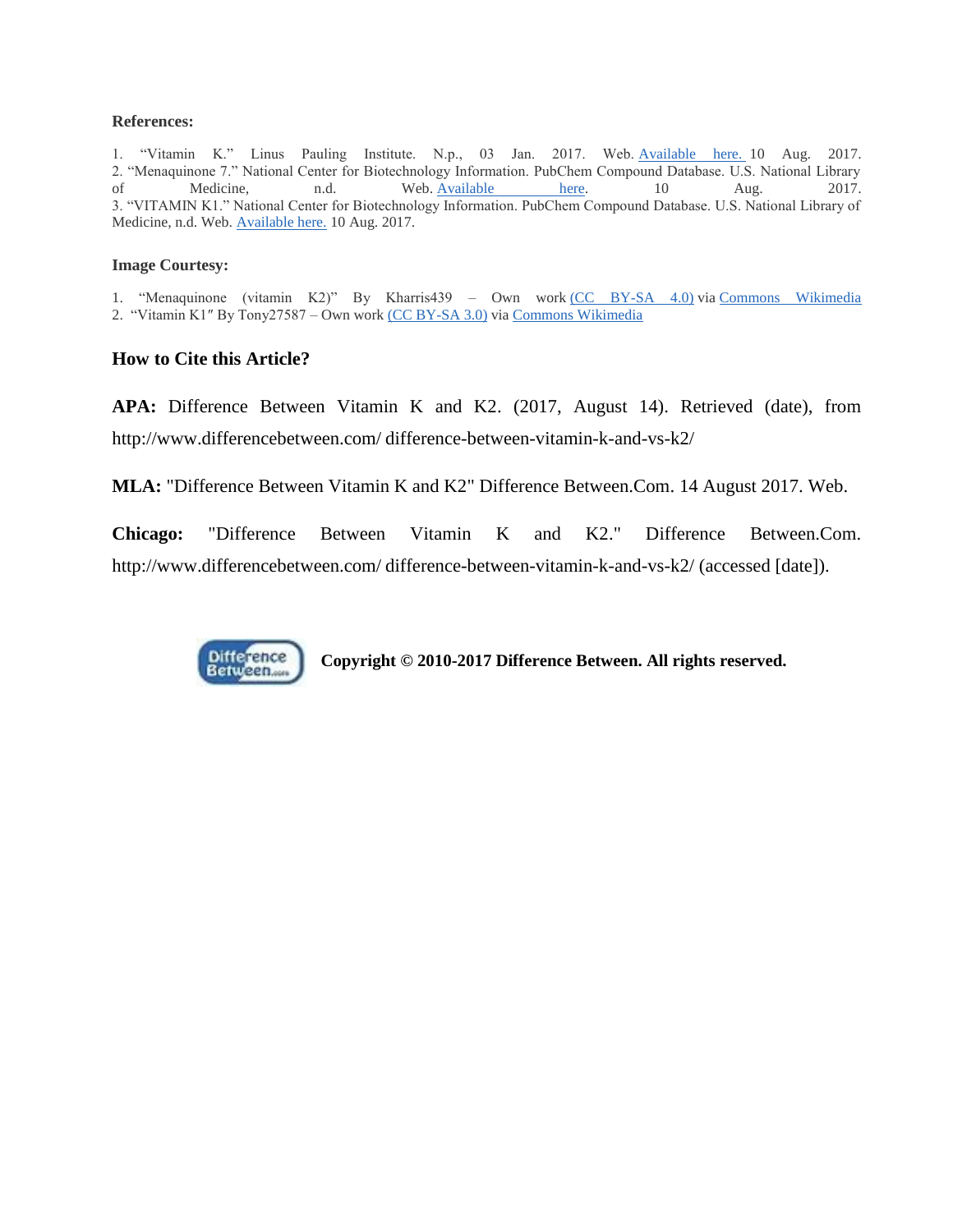**References:**

1. "Vitamin K." Linus Pauling Institute. N.p., 03 Jan. 2017. Web. Available here. 10 Aug. 2017.
2. "Menaquinone 7." National Center for Biotechnology Information. PubChem Compound Database. U.S. National Library of Medicine, n.d. Web. Available here. 10 Aug. 2017.
3. "VITAMIN K1." National Center for Biotechnology Information. PubChem Compound Database. U.S. National Library of Medicine, n.d. Web. Available here. 10 Aug. 2017.

**Image Courtesy:**

1. "Menaquinone (vitamin K2)" By Kharris439 – Own work (CC BY-SA 4.0) via Commons Wikimedia
2. "Vitamin K1″ By Tony27587 – Own work (CC BY-SA 3.0) via Commons Wikimedia

### How to Cite this Article?

**APA:** Difference Between Vitamin K and K2. (2017, August 14). Retrieved (date), from http://www.differencebetween.com/ difference-between-vitamin-k-and-vs-k2/

**MLA:** "Difference Between Vitamin K and K2" Difference Between.Com. 14 August 2017. Web.

**Chicago:** "Difference Between Vitamin K and K2." Difference Between.Com. http://www.differencebetween.com/ difference-between-vitamin-k-and-vs-k2/ (accessed [date]).

**Copyright © 2010-2017 Difference Between. All rights reserved.**